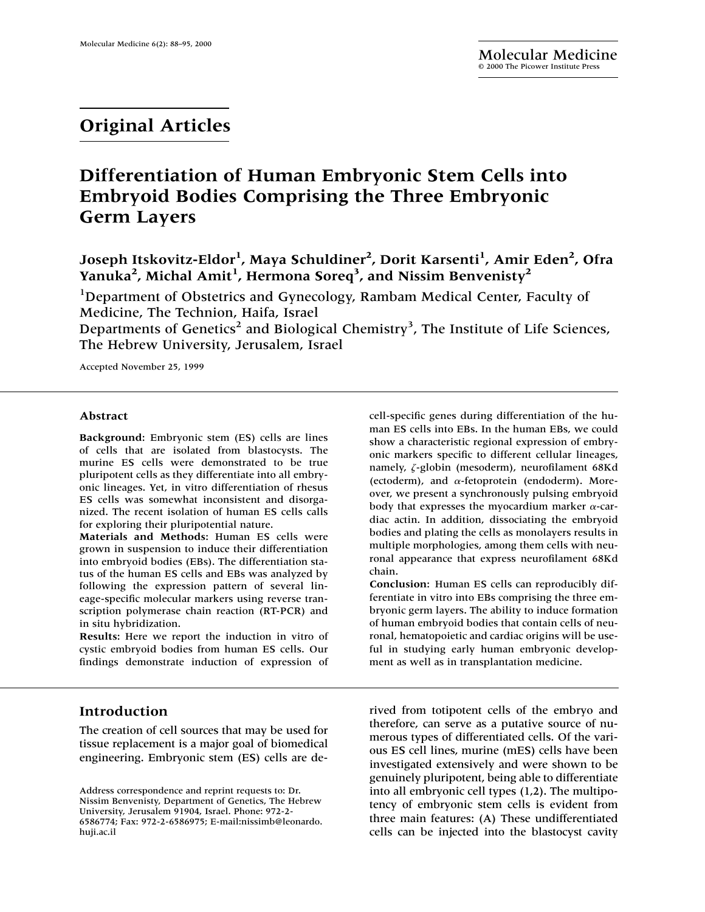## Original Articles

# Differentiation of Human Embryonic Stem Cells into Embryoid Bodies Comprising the Three Embryonic Germ Layers

**Joseph Itskovitz-Eldor[1], Maya Schuldiner[2], Dorit Karsenti[1], Amir Eden[2], Ofra Yanuka[2], Michal Amit[1], Hermona Soreq[3], and Nissim Benvenisty[2]**

[1]Department of Obstetrics and Gynecology, Rambam Medical Center, Faculty of Medicine, The Technion, Haifa, Israel

Departments of Genetics[2] and Biological Chemistry[3], The Institute of Life Sciences, The Hebrew University, Jerusalem, Israel

Accepted November 25, 1999

### Abstract

**Background**: Embryonic stem (ES) cells are lines of cells that are isolated from blastocysts. The murine ES cells were demonstrated to be true pluripotent cells as they differentiate into all embryonic lineages. Yet, in vitro differentiation of rhesus ES cells was somewhat inconsistent and disorganized. The recent isolation of human ES cells calls for exploring their pluripotential nature.

**Materials and Methods**: Human ES cells were grown in suspension to induce their differentiation into embryoid bodies (EBs). The differentiation status of the human ES cells and EBs was analyzed by following the expression pattern of several lineage-specific molecular markers using reverse transcription polymerase chain reaction (RT-PCR) and in situ hybridization.

**Results**: Here we report the induction in vitro of cystic embryoid bodies from human ES cells. Our findings demonstrate induction of expression of cell-specific genes during differentiation of the human ES cells into EBs. In the human EBs, we could show a characteristic regional expression of embryonic markers specific to different cellular lineages, namely, $\zeta$-globin (mesoderm), neurofilament 68Kd (ectoderm), and $\alpha$-fetoprotein (endoderm). Moreover, we present a synchronously pulsing embryoid body that expresses the myocardium marker $\alpha$-cardiac actin. In addition, dissociating the embryoid bodies and plating the cells as monolayers results in multiple morphologies, among them cells with neuronal appearance that express neurofilament 68Kd chain.

**Conclusion**: Human ES cells can reproducibly differentiate in vitro into EBs comprising the three embryonic germ layers. The ability to induce formation of human embryoid bodies that contain cells of neuronal, hematopoietic and cardiac origins will be useful in studying early human embryonic development as well as in transplantation medicine.

## Introduction

The creation of cell sources that may be used for tissue replacement is a major goal of biomedical engineering. Embryonic stem (ES) cells are derived from totipotent cells of the embryo and therefore, can serve as a putative source of numerous types of differentiated cells. Of the various ES cell lines, murine (mES) cells have been investigated extensively and were shown to be genuinely pluripotent, being able to differentiate into all embryonic cell types (1,2). The multipotency of embryonic stem cells is evident from three main features: (A) These undifferentiated cells can be injected into the blastocyst cavity

Address correspondence and reprint requests to: Dr. Nissim Benvenisty, Department of Genetics, The Hebrew University, Jerusalem 91904, Israel. Phone: 972-2-6586774; Fax: 972-2-6586975; E-mail:nissimb@leonardo.huji.ac.il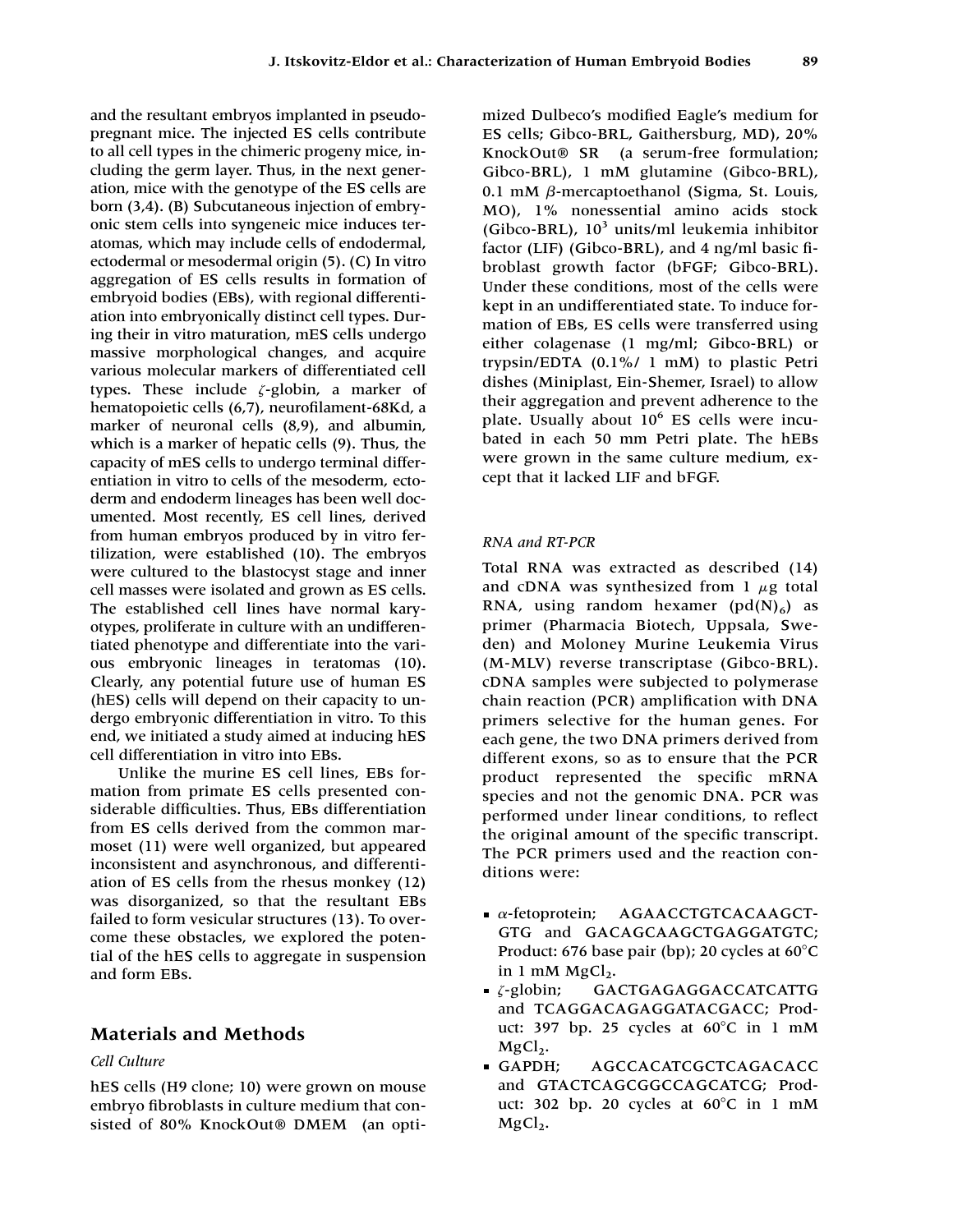and the resultant embryos implanted in pseudo-pregnant mice. The injected ES cells contribute to all cell types in the chimeric progeny mice, including the germ layer. Thus, in the next generation, mice with the genotype of the ES cells are born (3,4). (B) Subcutaneous injection of embryonic stem cells into syngeneic mice induces teratomas, which may include cells of endodermal, ectodermal or mesodermal origin (5). (C) In vitro aggregation of ES cells results in formation of embryoid bodies (EBs), with regional differentiation into embryonically distinct cell types. During their in vitro maturation, mES cells undergo massive morphological changes, and acquire various molecular markers of differentiated cell types. These include $\zeta$-globin, a marker of hematopoietic cells (6,7), neurofilament-68Kd, a marker of neuronal cells (8,9), and albumin, which is a marker of hepatic cells (9). Thus, the capacity of mES cells to undergo terminal differentiation in vitro to cells of the mesoderm, ectoderm and endoderm lineages has been well documented. Most recently, ES cell lines, derived from human embryos produced by in vitro fertilization, were established (10). The embryos were cultured to the blastocyst stage and inner cell masses were isolated and grown as ES cells. The established cell lines have normal karyotypes, proliferate in culture with an undifferentiated phenotype and differentiate into the various embryonic lineages in teratomas (10). Clearly, any potential future use of human ES (hES) cells will depend on their capacity to undergo embryonic differentiation in vitro. To this end, we initiated a study aimed at inducing hES cell differentiation in vitro into EBs.

Unlike the murine ES cell lines, EBs formation from primate ES cells presented considerable difficulties. Thus, EBs differentiation from ES cells derived from the common marmoset (11) were well organized, but appeared inconsistent and asynchronous, and differentiation of ES cells from the rhesus monkey (12) was disorganized, so that the resultant EBs failed to form vesicular structures (13). To overcome these obstacles, we explored the potential of the hES cells to aggregate in suspension and form EBs.

## Materials and Methods

### Cell Culture

hES cells (H9 clone; 10) were grown on mouse embryo fibroblasts in culture medium that consisted of 80% KnockOut® DMEM (an optimized Dulbeco's modified Eagle's medium for ES cells; Gibco-BRL, Gaithersburg, MD), 20% KnockOut® SR (a serum-free formulation; Gibco-BRL), 1 mM glutamine (Gibco-BRL), 0.1 mM $\beta$-mercaptoethanol (Sigma, St. Louis, MO), 1% nonessential amino acids stock (Gibco-BRL), $10^3$ units/ml leukemia inhibitor factor (LIF) (Gibco-BRL), and 4 ng/ml basic fibroblast growth factor (bFGF; Gibco-BRL). Under these conditions, most of the cells were kept in an undifferentiated state. To induce formation of EBs, ES cells were transferred using either colagenase (1 mg/ml; Gibco-BRL) or trypsin/EDTA (0.1%/ 1 mM) to plastic Petri dishes (Miniplast, Ein-Shemer, Israel) to allow their aggregation and prevent adherence to the plate. Usually about $10^6$ ES cells were incubated in each 50 mm Petri plate. The hEBs were grown in the same culture medium, except that it lacked LIF and bFGF.

### RNA and RT-PCR

Total RNA was extracted as described (14) and cDNA was synthesized from 1 $\mu$g total RNA, using random hexamer ($pd(N)_6$) as primer (Pharmacia Biotech, Uppsala, Sweden) and Moloney Murine Leukemia Virus (M-MLV) reverse transcriptase (Gibco-BRL). cDNA samples were subjected to polymerase chain reaction (PCR) amplification with DNA primers selective for the human genes. For each gene, the two DNA primers derived from different exons, so as to ensure that the PCR product represented the specific mRNA species and not the genomic DNA. PCR was performed under linear conditions, to reflect the original amount of the specific transcript. The PCR primers used and the reaction conditions were:

- $\alpha$-fetoprotein; AGAACCTGTCACAAGCTGTG and GACAGCAAGCTGAGGATGTC; Product: 676 base pair (bp); 20 cycles at 60°C in 1 mM $MgCl_2$.
- $\zeta$-globin; GACTGAGAGGACCATCATTG and TCAGGACAGAGGATACGACC; Product: 397 bp. 25 cycles at 60°C in 1 mM $MgCl_2$.
- GAPDH; AGCCACATCGCTCAGACACC and GTACTCAGCGGCCAGCATCG; Product: 302 bp. 20 cycles at 60°C in 1 mM $MgCl_2$.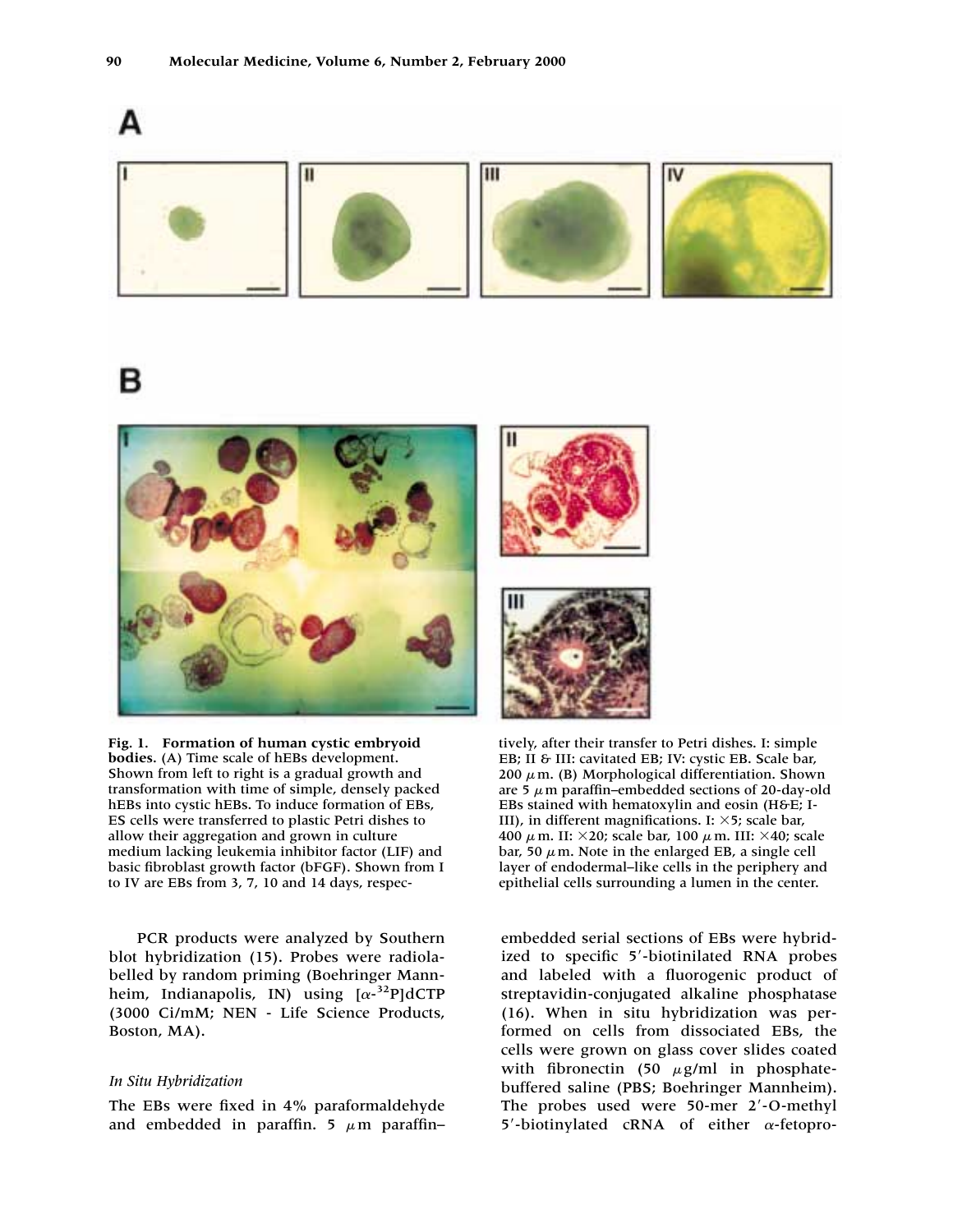**Fig. 1. Formation of human cystic embryoid bodies.** (A) Time scale of hEBs development. Shown from left to right is a gradual growth and transformation with time of simple, densely packed hEBs into cystic hEBs. To induce formation of EBs, ES cells were transferred to plastic Petri dishes to allow their aggregation and grown in culture medium lacking leukemia inhibitor factor (LIF) and basic fibroblast growth factor (bFGF). Shown from I to IV are EBs from 3, 7, 10 and 14 days, respectively, after their transfer to Petri dishes. I: simple EB; II & III: cavitated EB; IV: cystic EB. Scale bar, 200 $\mu$m. (B) Morphological differentiation. Shown are 5 $\mu$m paraffin–embedded sections of 20-day-old EBs stained with hematoxylin and eosin (H&E; I-III), in different magnifications. I: $\times$5; scale bar, 400 $\mu$m. II: $\times$20; scale bar, 100 $\mu$m. III: $\times$40; scale bar, 50 $\mu$m. Note in the enlarged EB, a single cell layer of endodermal–like cells in the periphery and epithelial cells surrounding a lumen in the center.

PCR products were analyzed by Southern blot hybridization (15). Probes were radiolabelled by random priming (Boehringer Mannheim, Indianapolis, IN) using [$\alpha$-$^{32}$P]dCTP (3000 Ci/mM; NEN - Life Science Products, Boston, MA).

### *In Situ Hybridization*

The EBs were fixed in 4% paraformaldehyde and embedded in paraffin. 5 $\mu$m paraffin–embedded serial sections of EBs were hybridized to specific 5′-biotinilated RNA probes and labeled with a fluorogenic product of streptavidin-conjugated alkaline phosphatase (16). When in situ hybridization was performed on cells from dissociated EBs, the cells were grown on glass cover slides coated with fibronectin (50 $\mu$g/ml in phosphate-buffered saline (PBS; Boehringer Mannheim). The probes used were 50-mer 2′-O-methyl 5′-biotinylated cRNA of either $\alpha$-fetopro-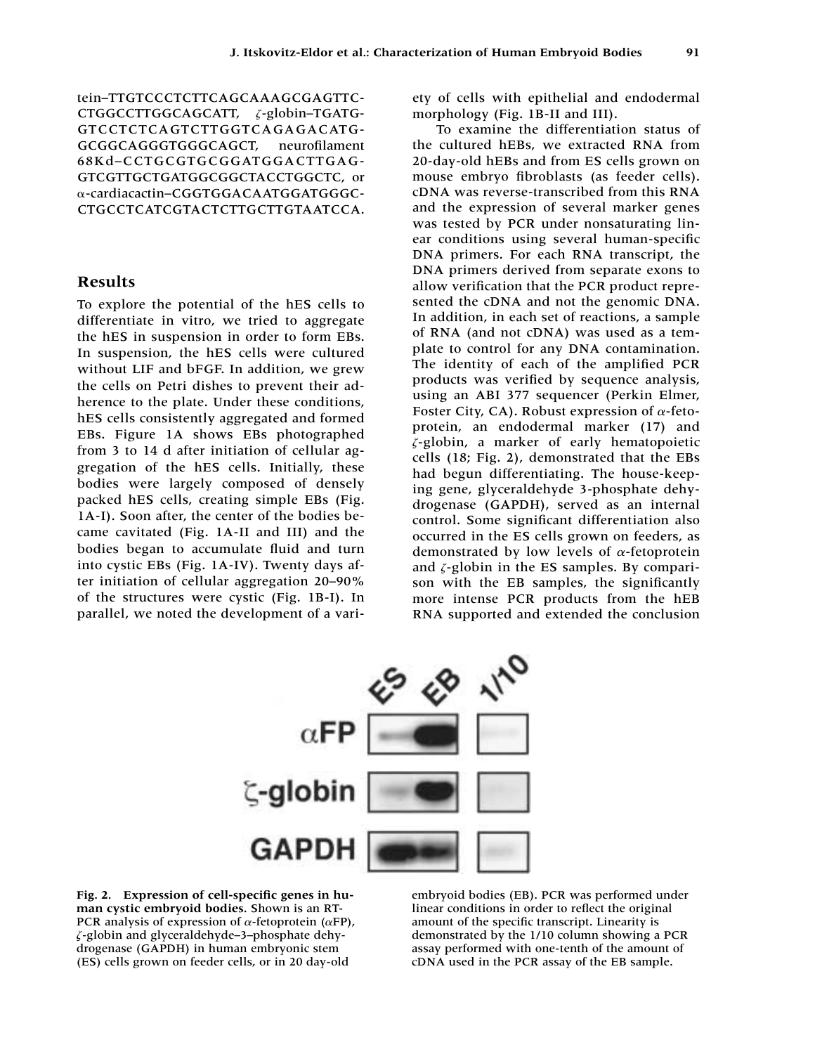tein–TTGTCCCTCTTCAGCAAAGCGAGTTC-CTGGCCTTGGCAGCATT, ζ-globin–TGATG-GTCCTCTCAGTCTTGGTCAGAGACATG-GCGGCAGGGTGGGCAGCT, neurofilament 68Kd–CCTGCGTGCGGATGGACTTGAG-GTCGTTGCTGATGGCGGCTACCTGGCTC, or α-cardiacactin–CGGTGGACAATGGATGGGC-CTGCCTCATCGTACTCTTGCTTGTAATCCA.

## Results

To explore the potential of the hES cells to differentiate in vitro, we tried to aggregate the hES in suspension in order to form EBs. In suspension, the hES cells were cultured without LIF and bFGF. In addition, we grew the cells on Petri dishes to prevent their adherence to the plate. Under these conditions, hES cells consistently aggregated and formed EBs. Figure 1A shows EBs photographed from 3 to 14 d after initiation of cellular aggregation of the hES cells. Initially, these bodies were largely composed of densely packed hES cells, creating simple EBs (Fig. 1A-I). Soon after, the center of the bodies became cavitated (Fig. 1A-II and III) and the bodies began to accumulate fluid and turn into cystic EBs (Fig. 1A-IV). Twenty days after initiation of cellular aggregation 20–90% of the structures were cystic (Fig. 1B-I). In parallel, we noted the development of a variety of cells with epithelial and endodermal morphology (Fig. 1B-II and III).

To examine the differentiation status of the cultured hEBs, we extracted RNA from 20-day-old hEBs and from ES cells grown on mouse embryo fibroblasts (as feeder cells). cDNA was reverse-transcribed from this RNA and the expression of several marker genes was tested by PCR under nonsaturating linear conditions using several human-specific DNA primers. For each RNA transcript, the DNA primers derived from separate exons to allow verification that the PCR product represented the cDNA and not the genomic DNA. In addition, in each set of reactions, a sample of RNA (and not cDNA) was used as a template to control for any DNA contamination. The identity of each of the amplified PCR products was verified by sequence analysis, using an ABI 377 sequencer (Perkin Elmer, Foster City, CA). Robust expression of α-fetoprotein, an endodermal marker (17) and ζ-globin, a marker of early hematopoietic cells (18; Fig. 2), demonstrated that the EBs had begun differentiating. The house-keeping gene, glyceraldehyde 3-phosphate dehydrogenase (GAPDH), served as an internal control. Some significant differentiation also occurred in the ES cells grown on feeders, as demonstrated by low levels of α-fetoprotein and ζ-globin in the ES samples. By comparison with the EB samples, the significantly more intense PCR products from the hEB RNA supported and extended the conclusion

**Fig. 2. Expression of cell-specific genes in human cystic embryoid bodies.** Shown is an RT-PCR analysis of expression of α-fetoprotein (αFP), ζ-globin and glyceraldehyde–3–phosphate dehydrogenase (GAPDH) in human embryonic stem (ES) cells grown on feeder cells, or in 20 day-old embryoid bodies (EB). PCR was performed under linear conditions in order to reflect the original amount of the specific transcript. Linearity is demonstrated by the 1/10 column showing a PCR assay performed with one-tenth of the amount of cDNA used in the PCR assay of the EB sample.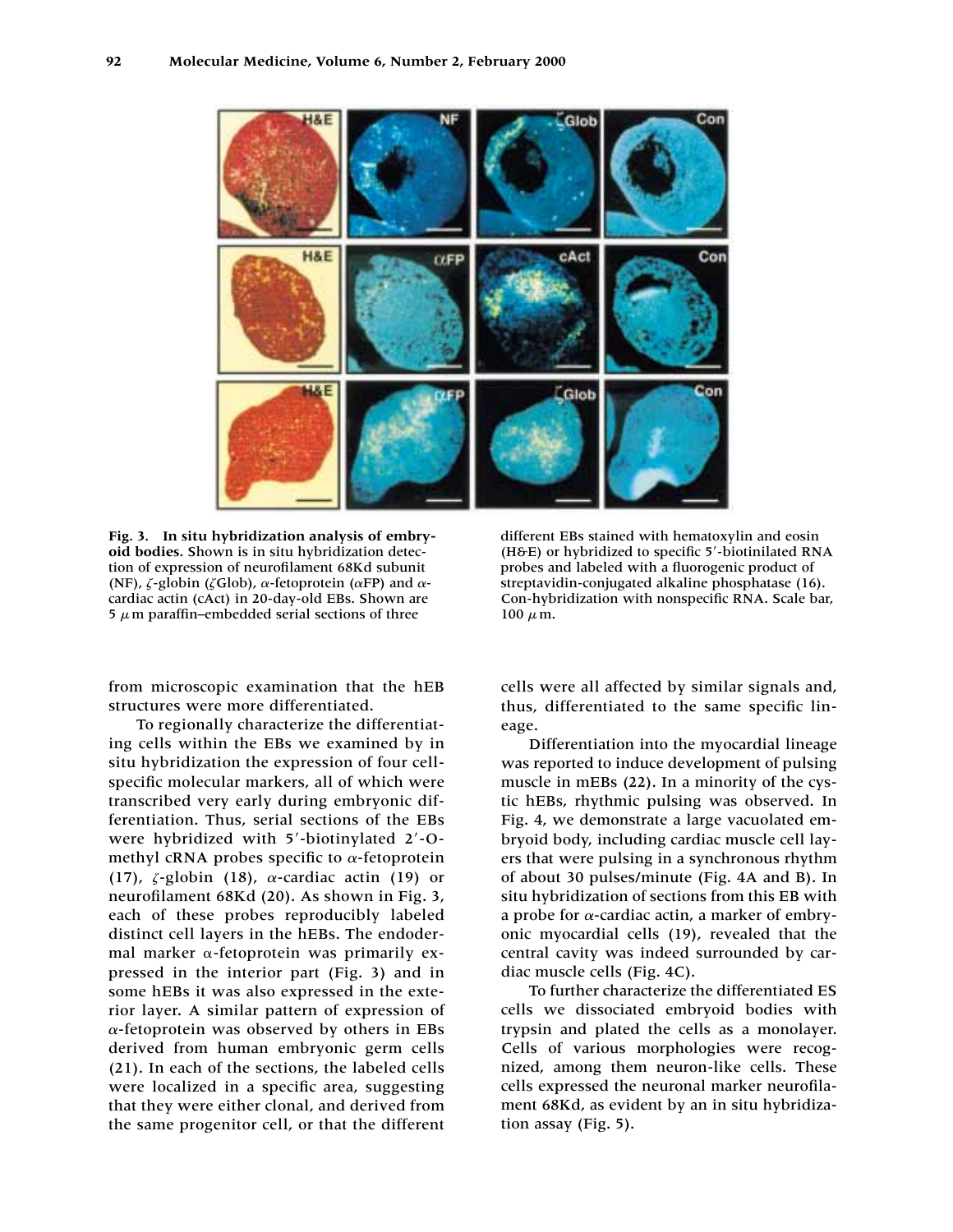**Fig. 3. In situ hybridization analysis of embryoid bodies.** Shown is in situ hybridization detection of expression of neurofilament 68Kd subunit (NF), $\zeta$-globin ($\zeta$Glob), $\alpha$-fetoprotein ($\alpha$FP) and $\alpha$-cardiac actin (cAct) in 20-day-old EBs. Shown are 5 $\mu$m paraffin–embedded serial sections of three different EBs stained with hematoxylin and eosin (H&E) or hybridized to specific 5′-biotinilated RNA probes and labeled with a fluorogenic product of streptavidin-conjugated alkaline phosphatase (16). Con-hybridization with nonspecific RNA. Scale bar, 100 $\mu$m.

from microscopic examination that the hEB structures were more differentiated.

To regionally characterize the differentiating cells within the EBs we examined by in situ hybridization the expression of four cell-specific molecular markers, all of which were transcribed very early during embryonic differentiation. Thus, serial sections of the EBs were hybridized with 5′-biotinylated 2′-O-methyl cRNA probes specific to $\alpha$-fetoprotein (17), $\zeta$-globin (18), $\alpha$-cardiac actin (19) or neurofilament 68Kd (20). As shown in Fig. 3, each of these probes reproducibly labeled distinct cell layers in the hEBs. The endodermal marker $\alpha$-fetoprotein was primarily expressed in the interior part (Fig. 3) and in some hEBs it was also expressed in the exterior layer. A similar pattern of expression of $\alpha$-fetoprotein was observed by others in EBs derived from human embryonic germ cells (21). In each of the sections, the labeled cells were localized in a specific area, suggesting that they were either clonal, and derived from the same progenitor cell, or that the different cells were all affected by similar signals and, thus, differentiated to the same specific lineage.

Differentiation into the myocardial lineage was reported to induce development of pulsing muscle in mEBs (22). In a minority of the cystic hEBs, rhythmic pulsing was observed. In Fig. 4, we demonstrate a large vacuolated embryoid body, including cardiac muscle cell layers that were pulsing in a synchronous rhythm of about 30 pulses/minute (Fig. 4A and B). In situ hybridization of sections from this EB with a probe for $\alpha$-cardiac actin, a marker of embryonic myocardial cells (19), revealed that the central cavity was indeed surrounded by cardiac muscle cells (Fig. 4C).

To further characterize the differentiated ES cells we dissociated embryoid bodies with trypsin and plated the cells as a monolayer. Cells of various morphologies were recognized, among them neuron-like cells. These cells expressed the neuronal marker neurofilament 68Kd, as evident by an in situ hybridization assay (Fig. 5).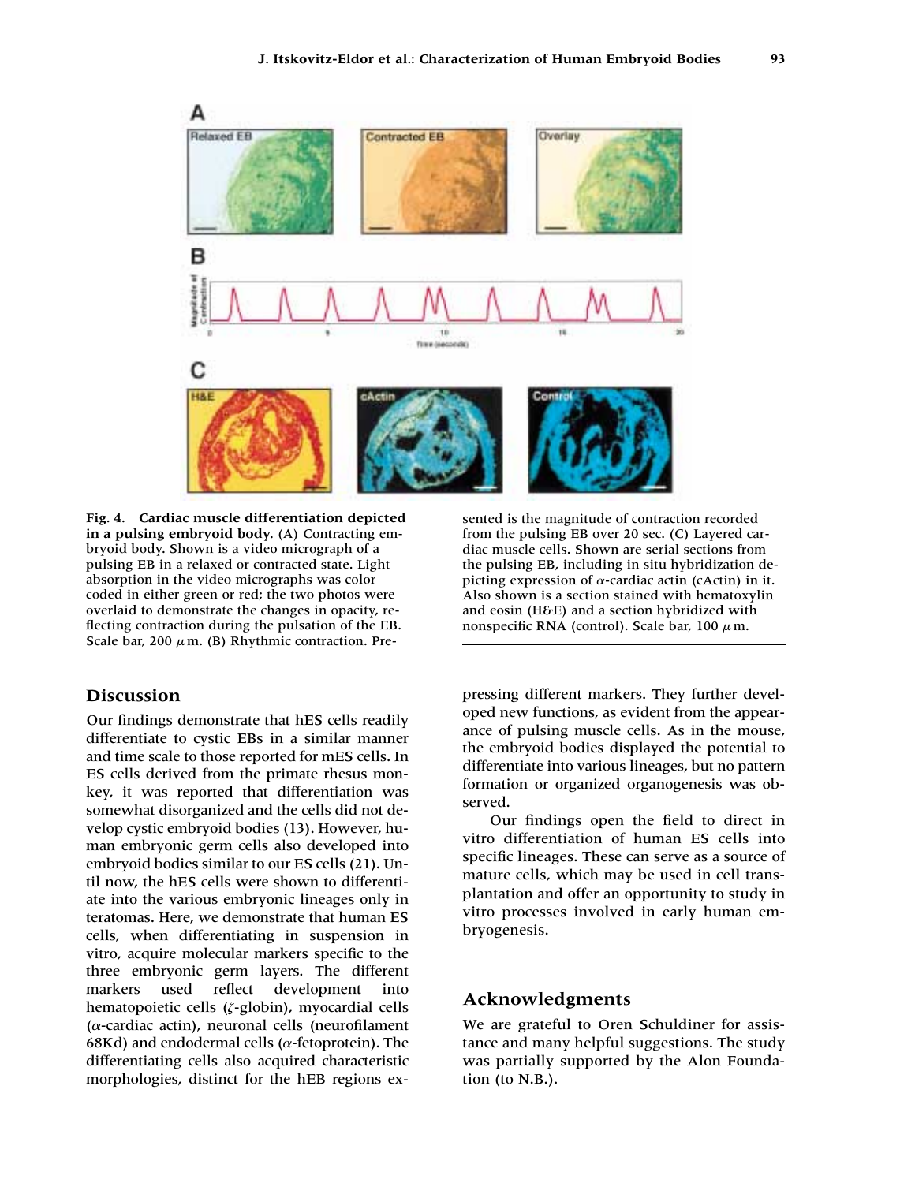**Fig. 4. Cardiac muscle differentiation depicted in a pulsing embryoid body.** (A) Contracting embryoid body. Shown is a video micrograph of a pulsing EB in a relaxed or contracted state. Light absorption in the video micrographs was color coded in either green or red; the two photos were overlaid to demonstrate the changes in opacity, reflecting contraction during the pulsation of the EB. Scale bar, 200 $\mu$m. (B) Rhythmic contraction. Presented is the magnitude of contraction recorded from the pulsing EB over 20 sec. (C) Layered cardiac muscle cells. Shown are serial sections from the pulsing EB, including in situ hybridization depicting expression of $\alpha$-cardiac actin (cActin) in it. Also shown is a section stained with hematoxylin and eosin (H&E) and a section hybridized with nonspecific RNA (control). Scale bar, 100 $\mu$m.

## Discussion

Our findings demonstrate that hES cells readily differentiate to cystic EBs in a similar manner and time scale to those reported for mES cells. In ES cells derived from the primate rhesus monkey, it was reported that differentiation was somewhat disorganized and the cells did not develop cystic embryoid bodies (13). However, human embryonic germ cells also developed into embryoid bodies similar to our ES cells (21). Until now, the hES cells were shown to differentiate into the various embryonic lineages only in teratomas. Here, we demonstrate that human ES cells, when differentiating in suspension in vitro, acquire molecular markers specific to the three embryonic germ layers. The different markers used reflect development into hematopoietic cells ($\zeta$-globin), myocardial cells ($\alpha$-cardiac actin), neuronal cells (neurofilament 68Kd) and endodermal cells ($\alpha$-fetoprotein). The differentiating cells also acquired characteristic morphologies, distinct for the hEB regions expressing different markers. They further developed new functions, as evident from the appearance of pulsing muscle cells. As in the mouse, the embryoid bodies displayed the potential to differentiate into various lineages, but no pattern formation or organized organogenesis was observed.

Our findings open the field to direct in vitro differentiation of human ES cells into specific lineages. These can serve as a source of mature cells, which may be used in cell transplantation and offer an opportunity to study in vitro processes involved in early human embryogenesis.

## Acknowledgments

We are grateful to Oren Schuldiner for assistance and many helpful suggestions. The study was partially supported by the Alon Foundation (to N.B.).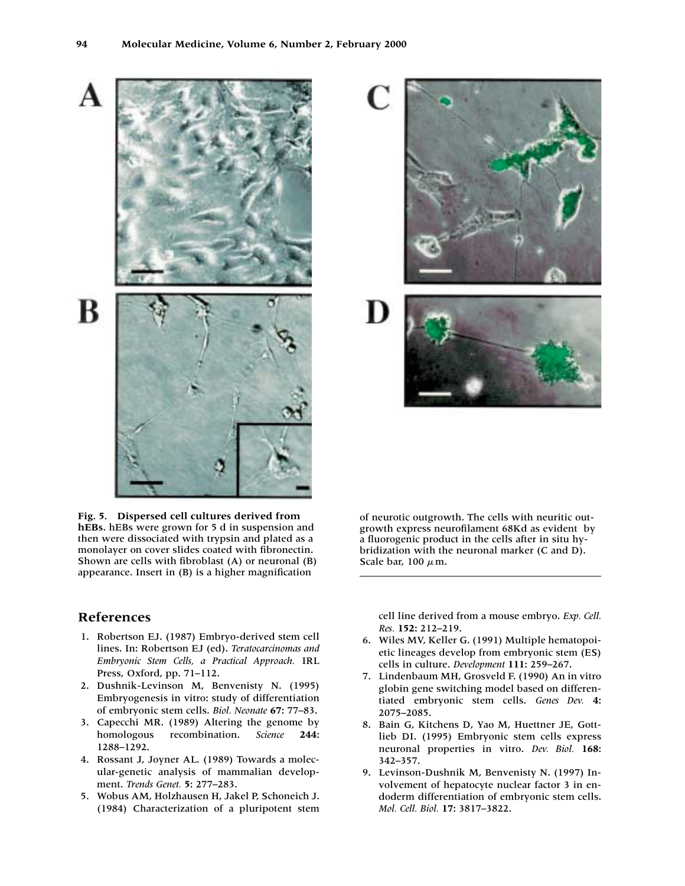**Fig. 5. Dispersed cell cultures derived from hEBs.** hEBs were grown for 5 d in suspension and then were dissociated with trypsin and plated as a monolayer on cover slides coated with fibronectin. Shown are cells with fibroblast (A) or neuronal (B) appearance. Insert in (B) is a higher magnification of neurotic outgrowth. The cells with neuritic outgrowth express neurofilament 68Kd as evident by a fluorogenic product in the cells after in situ hybridization with the neuronal marker (C and D). Scale bar, 100 $\mu$m.

## References

1. Robertson EJ. (1987) Embryo-derived stem cell lines. In: Robertson EJ (ed). *Teratocarcinomas and Embryonic Stem Cells, a Practical Approach.* IRL Press, Oxford, pp. 71–112.
2. Dushnik-Levinson M, Benvenisty N. (1995) Embryogenesis in vitro: study of differentiation of embryonic stem cells. *Biol. Neonate* **67:** 77–83.
3. Capecchi MR. (1989) Altering the genome by homologous recombination. *Science* **244:** 1288–1292.
4. Rossant J, Joyner AL. (1989) Towards a molecular-genetic analysis of mammalian development. *Trends Genet.* **5:** 277–283.
5. Wobus AM, Holzhausen H, Jakel P, Schoneich J. (1984) Characterization of a pluripotent stem cell line derived from a mouse embryo. *Exp. Cell. Res.* **152:** 212–219.
6. Wiles MV, Keller G. (1991) Multiple hematopoietic lineages develop from embryonic stem (ES) cells in culture. *Development* **111:** 259–267.
7. Lindenbaum MH, Grosveld F. (1990) An in vitro globin gene switching model based on differentiated embryonic stem cells. *Genes Dev.* **4:** 2075–2085.
8. Bain G, Kitchens D, Yao M, Huettner JE, Gottlieb DI. (1995) Embryonic stem cells express neuronal properties in vitro. *Dev. Biol.* **168:** 342–357.
9. Levinson-Dushnik M, Benvenisty N. (1997) Involvement of hepatocyte nuclear factor 3 in endoderm differentiation of embryonic stem cells. *Mol. Cell. Biol.* **17:** 3817–3822.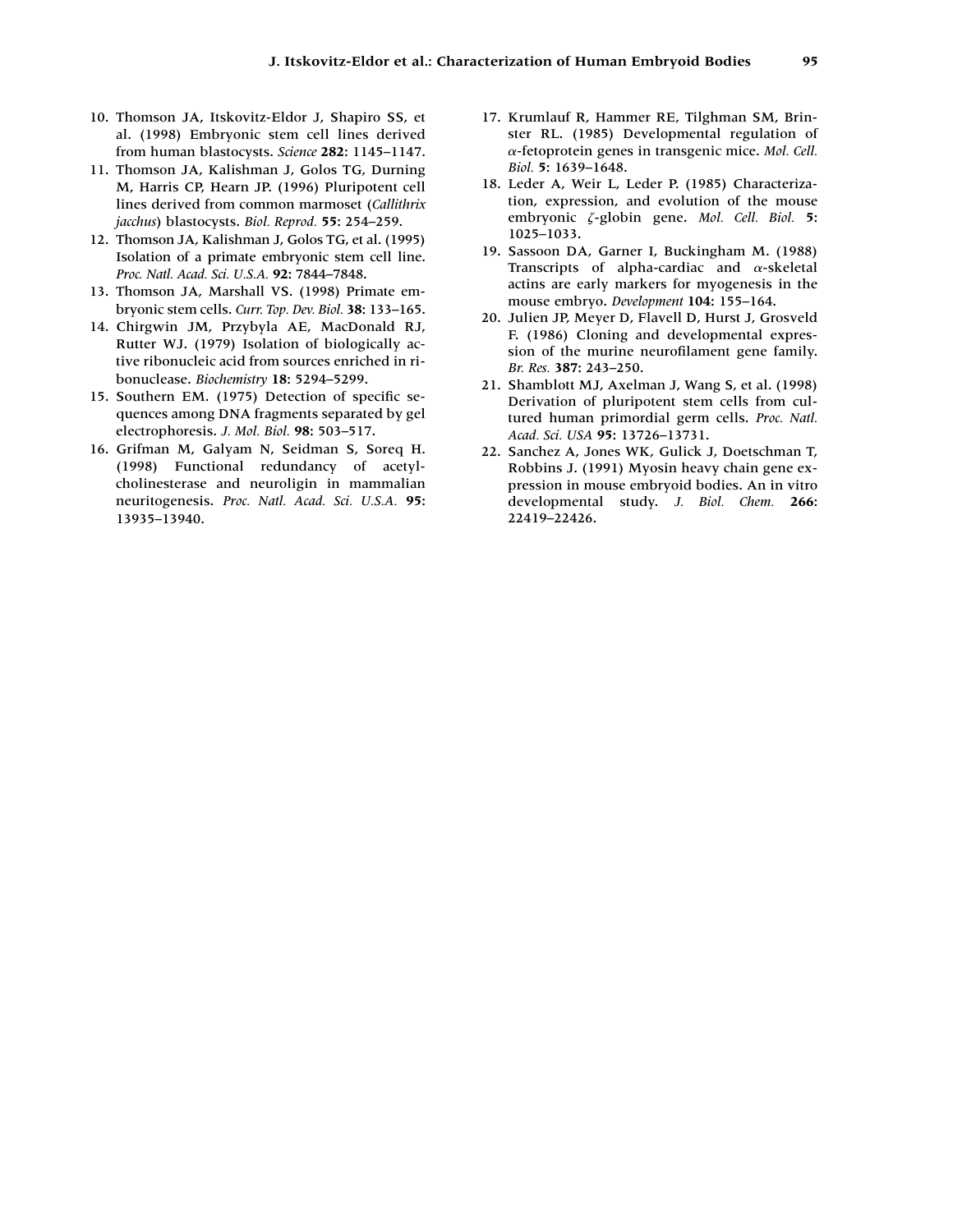10. Thomson JA, Itskovitz-Eldor J, Shapiro SS, et al. (1998) Embryonic stem cell lines derived from human blastocysts. *Science* **282:** 1145–1147.
11. Thomson JA, Kalishman J, Golos TG, Durning M, Harris CP, Hearn JP. (1996) Pluripotent cell lines derived from common marmoset (*Callithrix jacchus*) blastocysts. *Biol. Reprod.* **55:** 254–259.
12. Thomson JA, Kalishman J, Golos TG, et al. (1995) Isolation of a primate embryonic stem cell line. *Proc. Natl. Acad. Sci. U.S.A.* **92:** 7844–7848.
13. Thomson JA, Marshall VS. (1998) Primate embryonic stem cells. *Curr. Top. Dev. Biol.* **38:** 133–165.
14. Chirgwin JM, Przybyla AE, MacDonald RJ, Rutter WJ. (1979) Isolation of biologically active ribonucleic acid from sources enriched in ribonuclease. *Biochemistry* **18:** 5294–5299.
15. Southern EM. (1975) Detection of specific sequences among DNA fragments separated by gel electrophoresis. *J. Mol. Biol.* **98:** 503–517.
16. Grifman M, Galyam N, Seidman S, Soreq H. (1998) Functional redundancy of acetylcholinesterase and neuroligin in mammalian neuritogenesis. *Proc. Natl. Acad. Sci. U.S.A.* **95:** 13935–13940.
17. Krumlauf R, Hammer RE, Tilghman SM, Brinster RL. (1985) Developmental regulation of $\alpha$-fetoprotein genes in transgenic mice. *Mol. Cell. Biol.* **5:** 1639–1648.
18. Leder A, Weir L, Leder P. (1985) Characterization, expression, and evolution of the mouse embryonic $\zeta$-globin gene. *Mol. Cell. Biol.* **5:** 1025–1033.
19. Sassoon DA, Garner I, Buckingham M. (1988) Transcripts of alpha-cardiac and $\alpha$-skeletal actins are early markers for myogenesis in the mouse embryo. *Development* **104:** 155–164.
20. Julien JP, Meyer D, Flavell D, Hurst J, Grosveld F. (1986) Cloning and developmental expression of the murine neurofilament gene family. *Br. Res.* **387:** 243–250.
21. Shamblott MJ, Axelman J, Wang S, et al. (1998) Derivation of pluripotent stem cells from cultured human primordial germ cells. *Proc. Natl. Acad. Sci. USA* **95:** 13726–13731.
22. Sanchez A, Jones WK, Gulick J, Doetschman T, Robbins J. (1991) Myosin heavy chain gene expression in mouse embryoid bodies. An in vitro developmental study. *J. Biol. Chem.* **266:** 22419–22426.